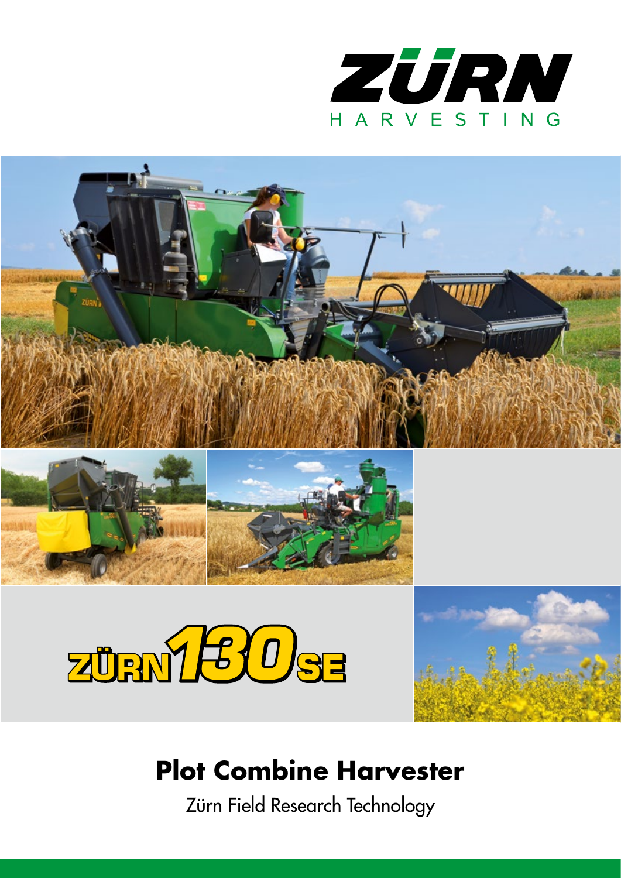ZÜRN

HARVESTING

ZÜRN 130 SE

# Plot Combine Harvester

Zürn Field Research Technology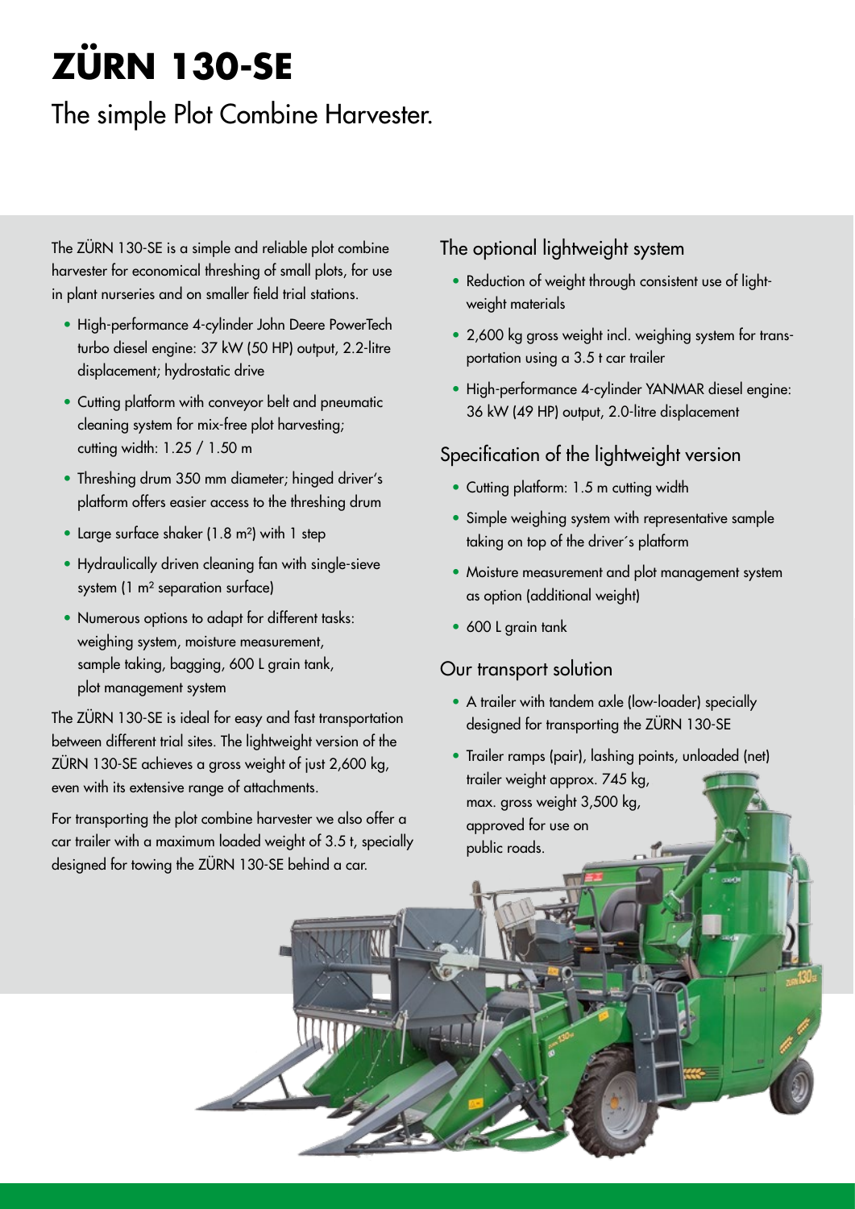# ZÜRN 130-SE

## The simple Plot Combine Harvester.

The ZÜRN 130-SE is a simple and reliable plot combine harvester for economical threshing of small plots, for use in plant nurseries and on smaller field trial stations.

- High-performance 4-cylinder John Deere PowerTech turbo diesel engine: 37 kW (50 HP) output, 2.2-litre displacement; hydrostatic drive
- Cutting platform with conveyor belt and pneumatic cleaning system for mix-free plot harvesting; cutting width: 1.25 / 1.50 m
- Threshing drum 350 mm diameter; hinged driver's platform offers easier access to the threshing drum
- Large surface shaker (1.8 m²) with 1 step
- Hydraulically driven cleaning fan with single-sieve system (1 m² separation surface)
- Numerous options to adapt for different tasks: weighing system, moisture measurement, sample taking, bagging, 600 L grain tank, plot management system

The ZÜRN 130-SE is ideal for easy and fast transportation between different trial sites. The lightweight version of the ZÜRN 130-SE achieves a gross weight of just 2,600 kg, even with its extensive range of attachments.

For transporting the plot combine harvester we also offer a car trailer with a maximum loaded weight of 3.5 t, specially designed for towing the ZÜRN 130-SE behind a car.

### The optional lightweight system

- Reduction of weight through consistent use of lightweight materials
- 2,600 kg gross weight incl. weighing system for transportation using a 3.5 t car trailer
- High-performance 4-cylinder YANMAR diesel engine: 36 kW (49 HP) output, 2.0-litre displacement

### Specification of the lightweight version

- Cutting platform: 1.5 m cutting width
- Simple weighing system with representative sample taking on top of the driver´s platform
- Moisture measurement and plot management system as option (additional weight)
- 600 L grain tank

### Our transport solution

- A trailer with tandem axle (low-loader) specially designed for transporting the ZÜRN 130-SE
- Trailer ramps (pair), lashing points, unloaded (net) trailer weight approx. 745 kg, max. gross weight 3,500 kg, approved for use on public roads.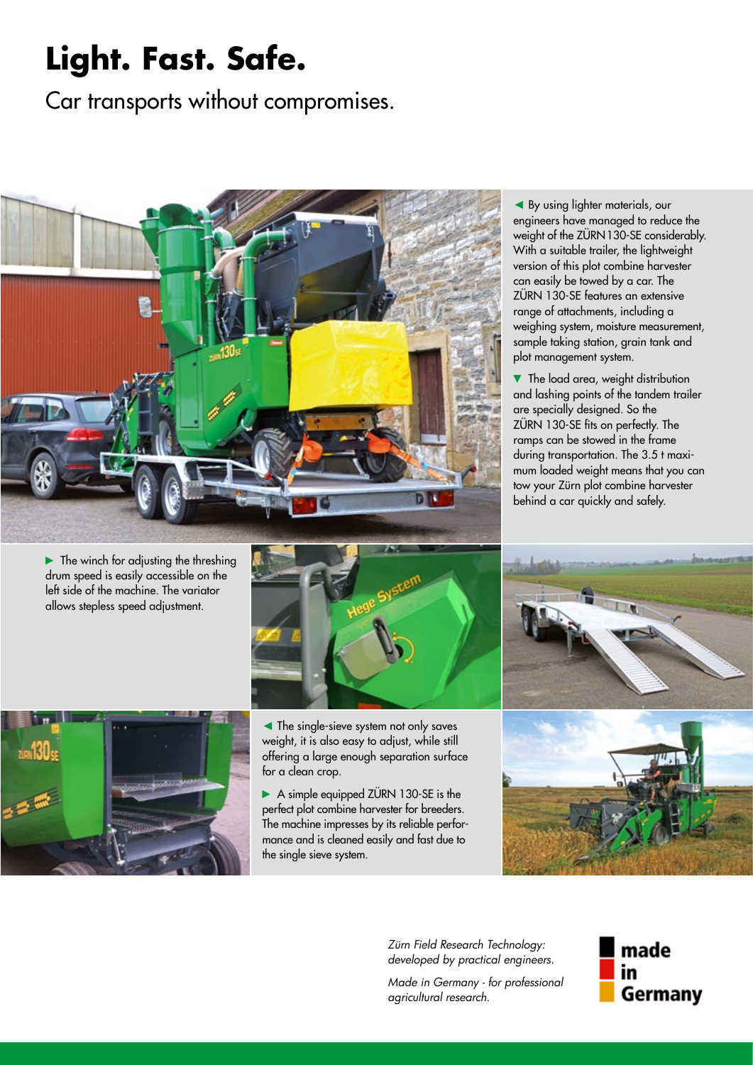# Light. Fast. Safe.

Car transports without compromises.

◄ By using lighter materials, our engineers have managed to reduce the weight of the ZÜRN130-SE considerably. With a suitable trailer, the lightweight version of this plot combine harvester can easily be towed by a car. The ZÜRN 130-SE features an extensive range of attachments, including a weighing system, moisture measurement, sample taking station, grain tank and plot management system.

▼ The load area, weight distribution and lashing points of the tandem trailer are specially designed. So the ZÜRN 130-SE fits on perfectly. The ramps can be stowed in the frame during transportation. The 3.5 t maximum loaded weight means that you can tow your Zürn plot combine harvester behind a car quickly and safely.

► The winch for adjusting the threshing drum speed is easily accessible on the left side of the machine. The variator allows stepless speed adjustment.

◄ The single-sieve system not only saves weight, it is also easy to adjust, while still offering a large enough separation surface for a clean crop.

► A simple equipped ZÜRN 130-SE is the perfect plot combine harvester for breeders. The machine impresses by its reliable performance and is cleaned easily and fast due to the single sieve system.

*Zürn Field Research Technology: developed by practical engineers.*

*Made in Germany - for professional agricultural research.*

**made in Germany**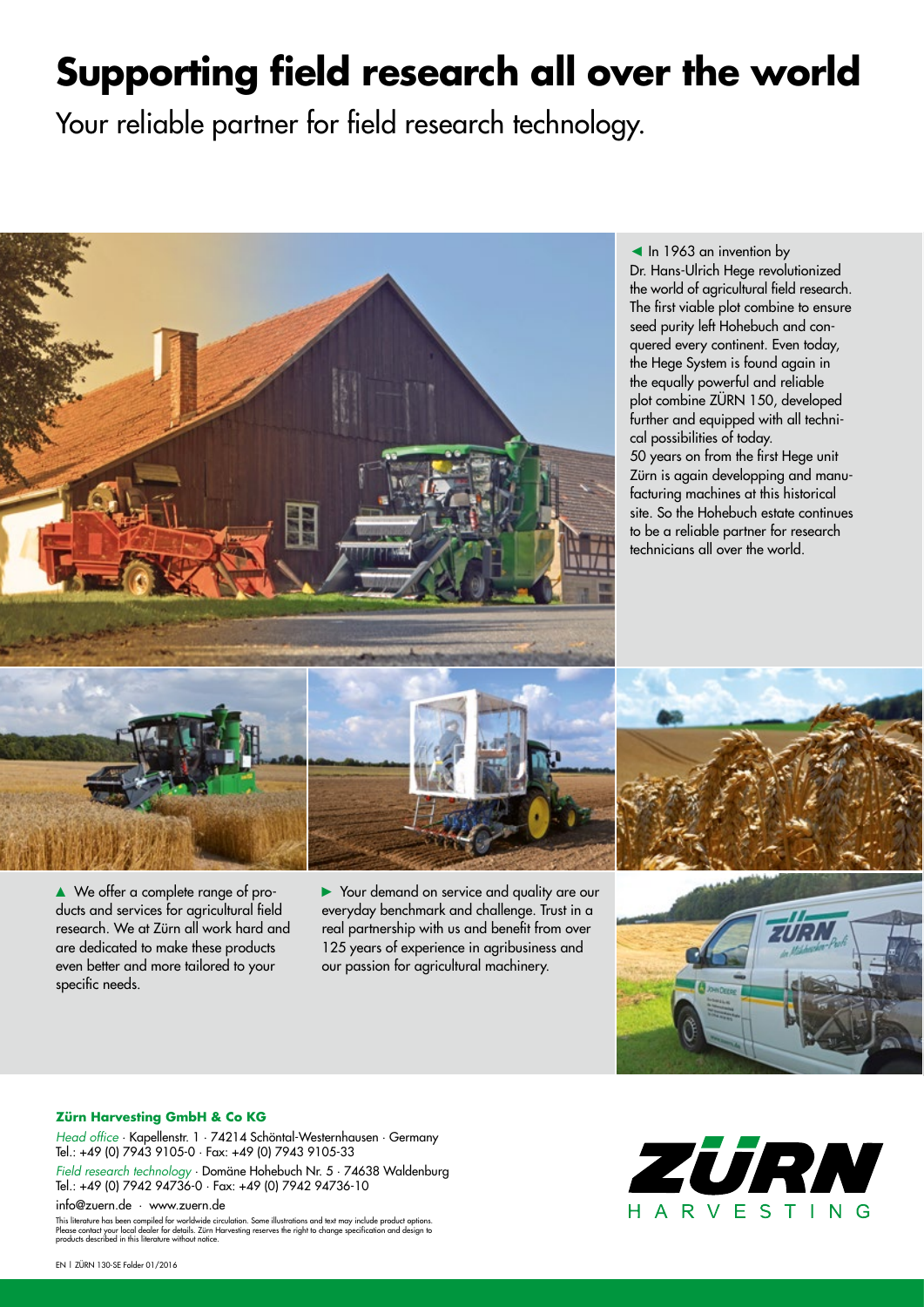# Supporting field research all over the world

Your reliable partner for field research technology.

◄ In 1963 an invention by Dr. Hans-Ulrich Hege revolutionized the world of agricultural field research. The first viable plot combine to ensure seed purity left Hohebuch and conquered every continent. Even today, the Hege System is found again in the equally powerful and reliable plot combine ZÜRN 150, developed further and equipped with all technical possibilities of today.
50 years on from the first Hege unit Zürn is again developping and manufacturing machines at this historical site. So the Hohebuch estate continues to be a reliable partner for research technicians all over the world.

▲ We offer a complete range of products and services for agricultural field research. We at Zürn all work hard and are dedicated to make these products even better and more tailored to your specific needs.

► Your demand on service and quality are our everyday benchmark and challenge. Trust in a real partnership with us and benefit from over 125 years of experience in agribusiness and our passion for agricultural machinery.

**Zürn Harvesting GmbH & Co KG**

*Head office* · Kapellenstr. 1 · 74214 Schöntal-Westernhausen · Germany
Tel.: +49 (0) 7943 9105-0 · Fax: +49 (0) 7943 9105-33

*Field research technology* · Domäne Hohebuch Nr. 5 · 74638 Waldenburg
Tel.: +49 (0) 7942 94736-0 · Fax: +49 (0) 7942 94736-10

info@zuern.de · www.zuern.de

This literature has been compiled for worldwide circulation. Some illustrations and text may include product options. Please contact your local dealer for details. Zürn Harvesting reserves the right to change specification and design to products described in this literature without notice.

ZÜRN HARVESTING

EN | ZÜRN 130-SE Folder 01/2016